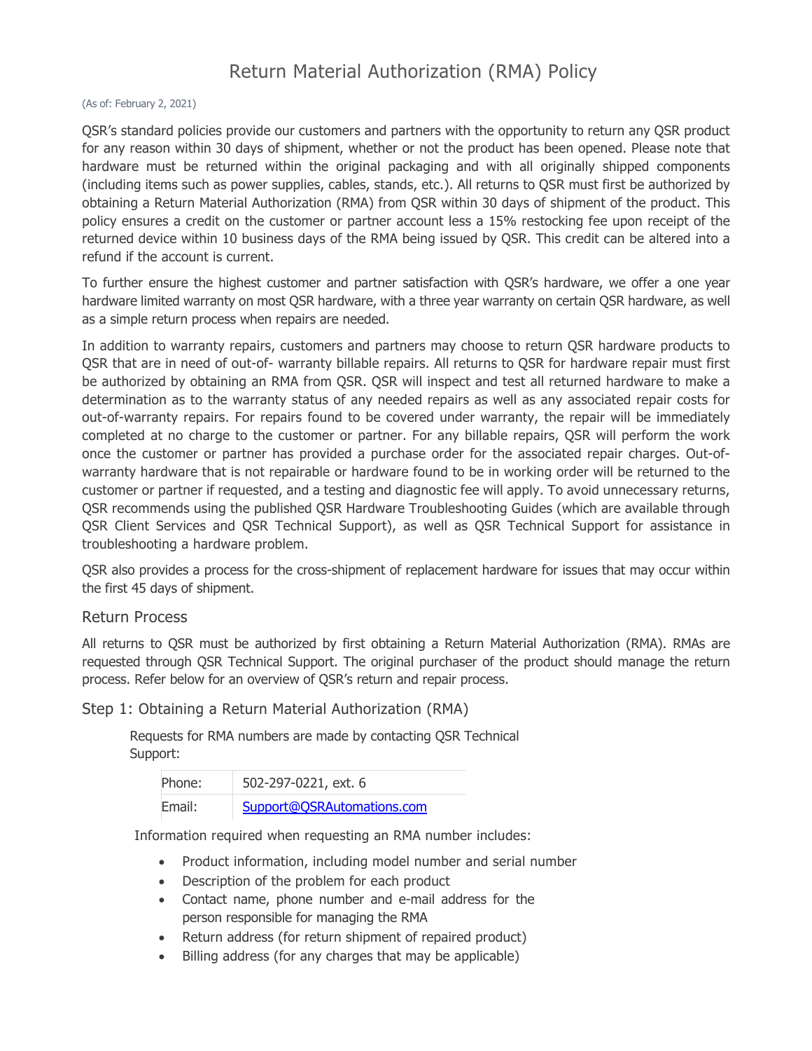# Return Material Authorization (RMA) Policy

(As of: February 2, 2021)

QSR's standard policies provide our customers and partners with the opportunity to return any QSR product for any reason within 30 days of shipment, whether or not the product has been opened. Please note that hardware must be returned within the original packaging and with all originally shipped components (including items such as power supplies, cables, stands, etc.). All returns to QSR must first be authorized by obtaining a Return Material Authorization (RMA) from QSR within 30 days of shipment of the product. This policy ensures a credit on the customer or partner account less a 15% restocking fee upon receipt of the returned device within 10 business days of the RMA being issued by QSR. This credit can be altered into a refund if the account is current.

To further ensure the highest customer and partner satisfaction with QSR's hardware, we offer a one year hardware limited warranty on most QSR hardware, with a three year warranty on certain QSR hardware, as well as a simple return process when repairs are needed.

In addition to warranty repairs, customers and partners may choose to return QSR hardware products to QSR that are in need of out-of- warranty billable repairs. All returns to QSR for hardware repair must first be authorized by obtaining an RMA from QSR. QSR will inspect and test all returned hardware to make a determination as to the warranty status of any needed repairs as well as any associated repair costs for out-of-warranty repairs. For repairs found to be covered under warranty, the repair will be immediately completed at no charge to the customer or partner. For any billable repairs, QSR will perform the work once the customer or partner has provided a purchase order for the associated repair charges. Out-of-warranty hardware that is not repairable or hardware found to be in working order will be returned to the customer or partner if requested, and a testing and diagnostic fee will apply. To avoid unnecessary returns, QSR recommends using the published QSR Hardware Troubleshooting Guides (which are available through QSR Client Services and QSR Technical Support), as well as QSR Technical Support for assistance in troubleshooting a hardware problem.

QSR also provides a process for the cross-shipment of replacement hardware for issues that may occur within the first 45 days of shipment.

## Return Process

All returns to QSR must be authorized by first obtaining a Return Material Authorization (RMA). RMAs are requested through QSR Technical Support. The original purchaser of the product should manage the return process. Refer below for an overview of QSR's return and repair process.

### Step 1: Obtaining a Return Material Authorization (RMA)

Requests for RMA numbers are made by contacting QSR Technical Support:

| | |
|---|---|
| Phone: | 502-297-0221, ext. 6 |
| Email: | Support@QSRAutomations.com |

Information required when requesting an RMA number includes:

- Product information, including model number and serial number
- Description of the problem for each product
- Contact name, phone number and e-mail address for the person responsible for managing the RMA
- Return address (for return shipment of repaired product)
- Billing address (for any charges that may be applicable)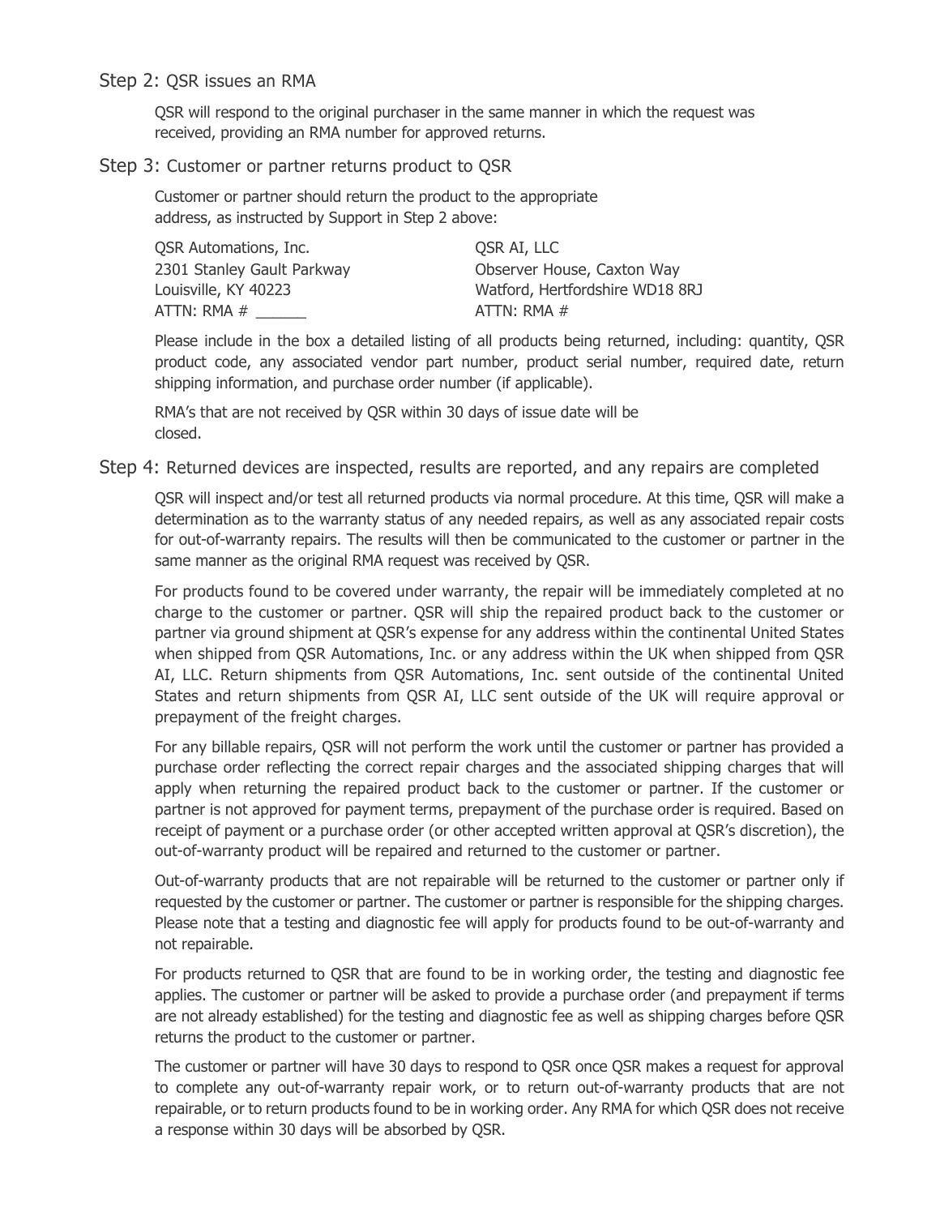## Step 2: QSR issues an RMA

QSR will respond to the original purchaser in the same manner in which the request was received, providing an RMA number for approved returns.

## Step 3: Customer or partner returns product to QSR

Customer or partner should return the product to the appropriate address, as instructed by Support in Step 2 above:

QSR Automations, Inc.
2301 Stanley Gault Parkway
Louisville, KY 40223
ATTN: RMA # ______

QSR AI, LLC
Observer House, Caxton Way
Watford, Hertfordshire WD18 8RJ
ATTN: RMA #

Please include in the box a detailed listing of all products being returned, including: quantity, QSR product code, any associated vendor part number, product serial number, required date, return shipping information, and purchase order number (if applicable).

RMA's that are not received by QSR within 30 days of issue date will be closed.

## Step 4: Returned devices are inspected, results are reported, and any repairs are completed

QSR will inspect and/or test all returned products via normal procedure. At this time, QSR will make a determination as to the warranty status of any needed repairs, as well as any associated repair costs for out-of-warranty repairs. The results will then be communicated to the customer or partner in the same manner as the original RMA request was received by QSR.

For products found to be covered under warranty, the repair will be immediately completed at no charge to the customer or partner. QSR will ship the repaired product back to the customer or partner via ground shipment at QSR's expense for any address within the continental United States when shipped from QSR Automations, Inc. or any address within the UK when shipped from QSR AI, LLC. Return shipments from QSR Automations, Inc. sent outside of the continental United States and return shipments from QSR AI, LLC sent outside of the UK will require approval or prepayment of the freight charges.

For any billable repairs, QSR will not perform the work until the customer or partner has provided a purchase order reflecting the correct repair charges and the associated shipping charges that will apply when returning the repaired product back to the customer or partner. If the customer or partner is not approved for payment terms, prepayment of the purchase order is required. Based on receipt of payment or a purchase order (or other accepted written approval at QSR's discretion), the out-of-warranty product will be repaired and returned to the customer or partner.

Out-of-warranty products that are not repairable will be returned to the customer or partner only if requested by the customer or partner. The customer or partner is responsible for the shipping charges. Please note that a testing and diagnostic fee will apply for products found to be out-of-warranty and not repairable.

For products returned to QSR that are found to be in working order, the testing and diagnostic fee applies. The customer or partner will be asked to provide a purchase order (and prepayment if terms are not already established) for the testing and diagnostic fee as well as shipping charges before QSR returns the product to the customer or partner.

The customer or partner will have 30 days to respond to QSR once QSR makes a request for approval to complete any out-of-warranty repair work, or to return out-of-warranty products that are not repairable, or to return products found to be in working order. Any RMA for which QSR does not receive a response within 30 days will be absorbed by QSR.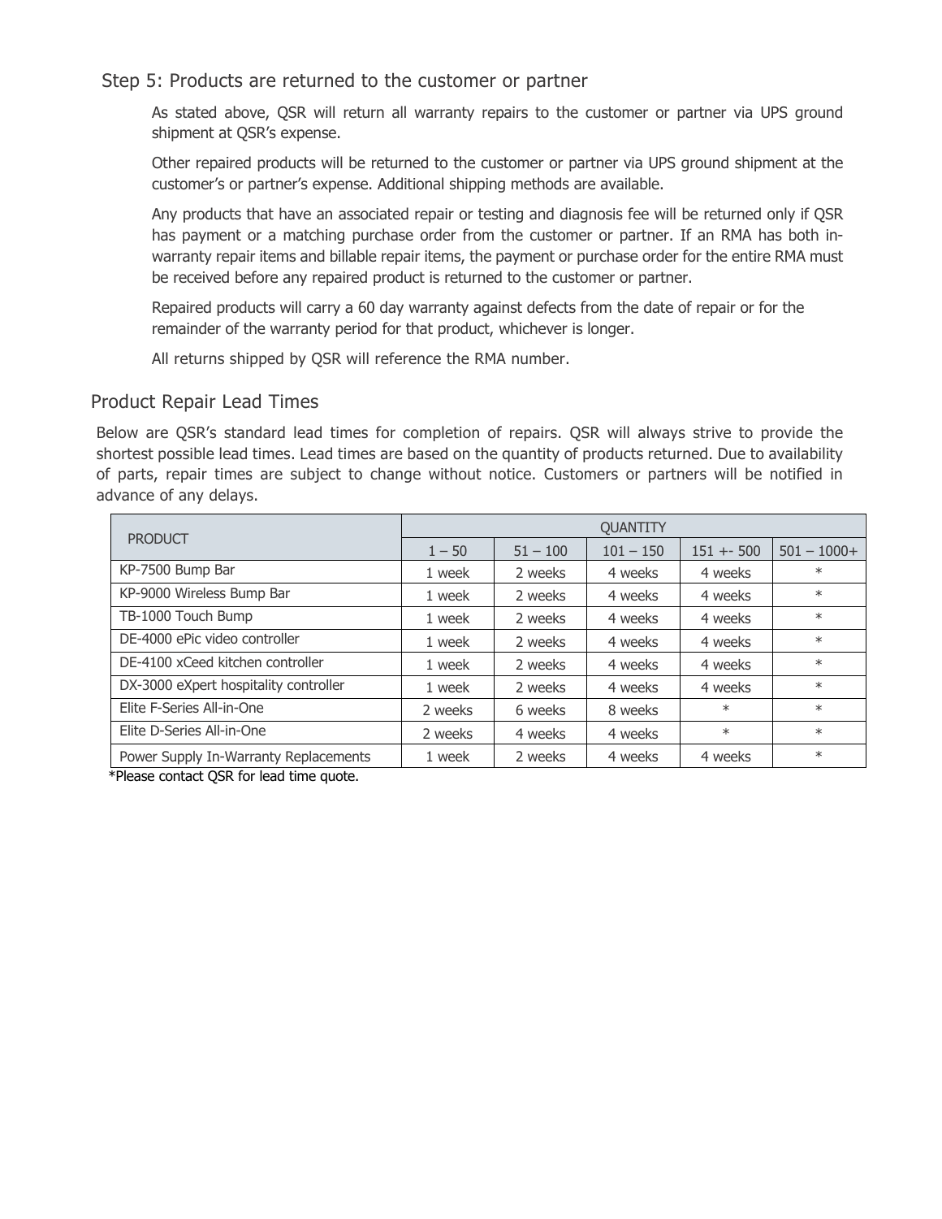## Step 5: Products are returned to the customer or partner

As stated above, QSR will return all warranty repairs to the customer or partner via UPS ground shipment at QSR's expense.

Other repaired products will be returned to the customer or partner via UPS ground shipment at the customer's or partner's expense. Additional shipping methods are available.

Any products that have an associated repair or testing and diagnosis fee will be returned only if QSR has payment or a matching purchase order from the customer or partner. If an RMA has both in-warranty repair items and billable repair items, the payment or purchase order for the entire RMA must be received before any repaired product is returned to the customer or partner.

Repaired products will carry a 60 day warranty against defects from the date of repair or for the remainder of the warranty period for that product, whichever is longer.

All returns shipped by QSR will reference the RMA number.

## Product Repair Lead Times

Below are QSR's standard lead times for completion of repairs. QSR will always strive to provide the shortest possible lead times. Lead times are based on the quantity of products returned. Due to availability of parts, repair times are subject to change without notice. Customers or partners will be notified in advance of any delays.

| PRODUCT | QUANTITY | | | | |
|---|---|---|---|---|---|
| | 1 – 50 | 51 – 100 | 101 – 150 | 151 +- 500 | 501 – 1000+ |
| KP-7500 Bump Bar | 1 week | 2 weeks | 4 weeks | 4 weeks | * |
| KP-9000 Wireless Bump Bar | 1 week | 2 weeks | 4 weeks | 4 weeks | * |
| TB-1000 Touch Bump | 1 week | 2 weeks | 4 weeks | 4 weeks | * |
| DE-4000 ePic video controller | 1 week | 2 weeks | 4 weeks | 4 weeks | * |
| DE-4100 xCeed kitchen controller | 1 week | 2 weeks | 4 weeks | 4 weeks | * |
| DX-3000 eXpert hospitality controller | 1 week | 2 weeks | 4 weeks | 4 weeks | * |
| Elite F-Series All-in-One | 2 weeks | 6 weeks | 8 weeks | * | * |
| Elite D-Series All-in-One | 2 weeks | 4 weeks | 4 weeks | * | * |
| Power Supply In-Warranty Replacements | 1 week | 2 weeks | 4 weeks | 4 weeks | * |

*Please contact QSR for lead time quote.